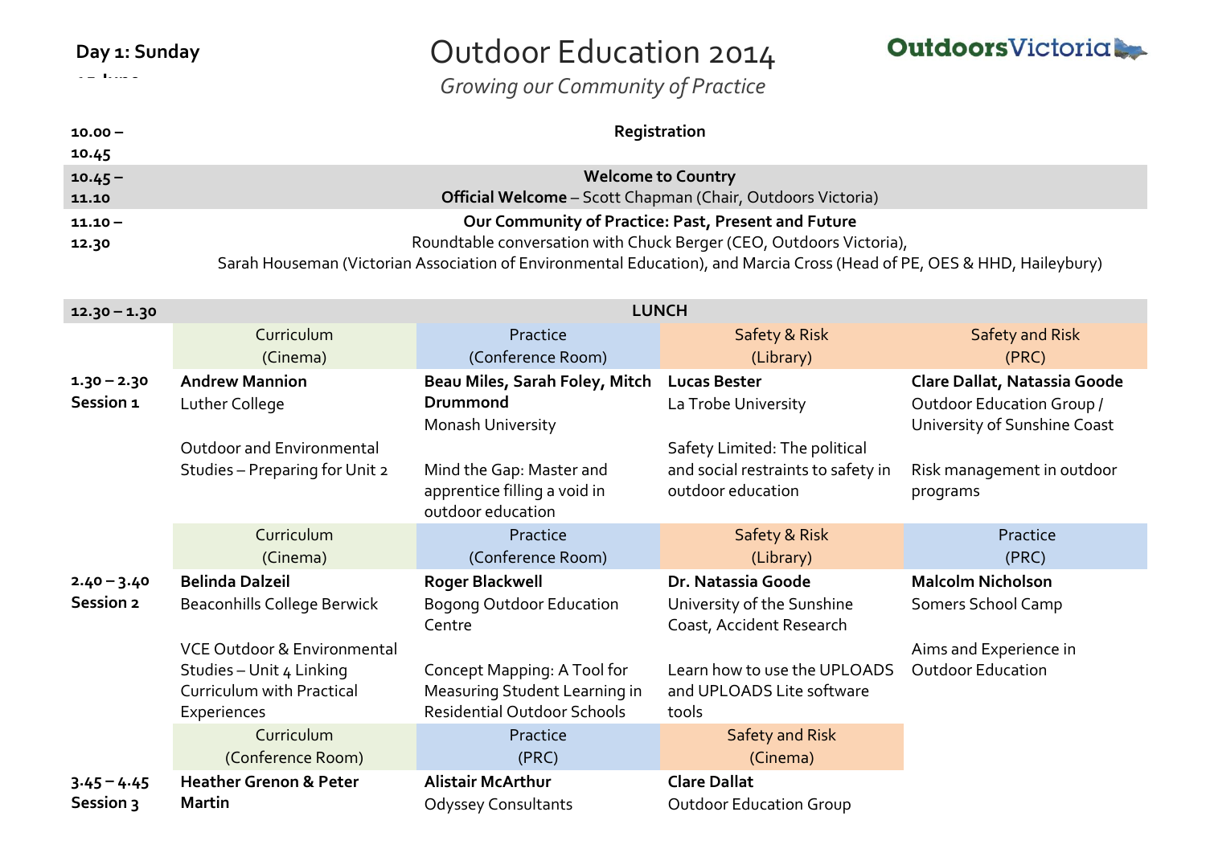**Day 1: Sunday**

# Outdoor Education 2014

*Growing our Community of Practice*

OutdoorsVictoria

| Time | | | | |
|---|---|---|---|---|
| 10.00 – 10.45 | **Registration** | | | |
| 10.45 – 11.10 | **Welcome to Country**<br>**Official Welcome** – Scott Chapman (Chair, Outdoors Victoria) | | | |
| 11.10 – 12.30 | **Our Community of Practice: Past, Present and Future**<br>Roundtable conversation with Chuck Berger (CEO, Outdoors Victoria), Sarah Houseman (Victorian Association of Environmental Education), and Marcia Cross (Head of PE, OES & HHD, Haileybury) | | | |
| 12.30 – 1.30 | **LUNCH** | | | |
| | Curriculum (Cinema) | Practice (Conference Room) | Safety & Risk (Library) | Safety and Risk (PRC) |
| **1.30 – 2.30 Session 1** | **Andrew Mannion**<br>Luther College<br><br>Outdoor and Environmental Studies – Preparing for Unit 2 | **Beau Miles, Sarah Foley, Mitch Drummond**<br>Monash University<br><br>Mind the Gap: Master and apprentice filling a void in outdoor education | **Lucas Bester**<br>La Trobe University<br><br>Safety Limited: The political and social restraints to safety in outdoor education | **Clare Dallat, Natassia Goode**<br>Outdoor Education Group / University of Sunshine Coast<br><br>Risk management in outdoor programs |
| | Curriculum (Cinema) | Practice (Conference Room) | Safety & Risk (Library) | Practice (PRC) |
| **2.40 – 3.40 Session 2** | **Belinda Dalzeil**<br>Beaconhills College Berwick<br><br>VCE Outdoor & Environmental Studies – Unit 4 Linking Curriculum with Practical Experiences | **Roger Blackwell**<br>Bogong Outdoor Education Centre<br><br>Concept Mapping: A Tool for Measuring Student Learning in Residential Outdoor Schools | **Dr. Natassia Goode**<br>University of the Sunshine Coast, Accident Research<br><br>Learn how to use the UPLOADS and UPLOADS Lite software tools | **Malcolm Nicholson**<br>Somers School Camp<br><br>Aims and Experience in Outdoor Education |
| | Curriculum (Conference Room) | Practice (PRC) | Safety and Risk (Cinema) | |
| **3.45 – 4.45 Session 3** | **Heather Grenon & Peter Martin** | **Alistair McArthur**<br>Odyssey Consultants | **Clare Dallat**<br>Outdoor Education Group | |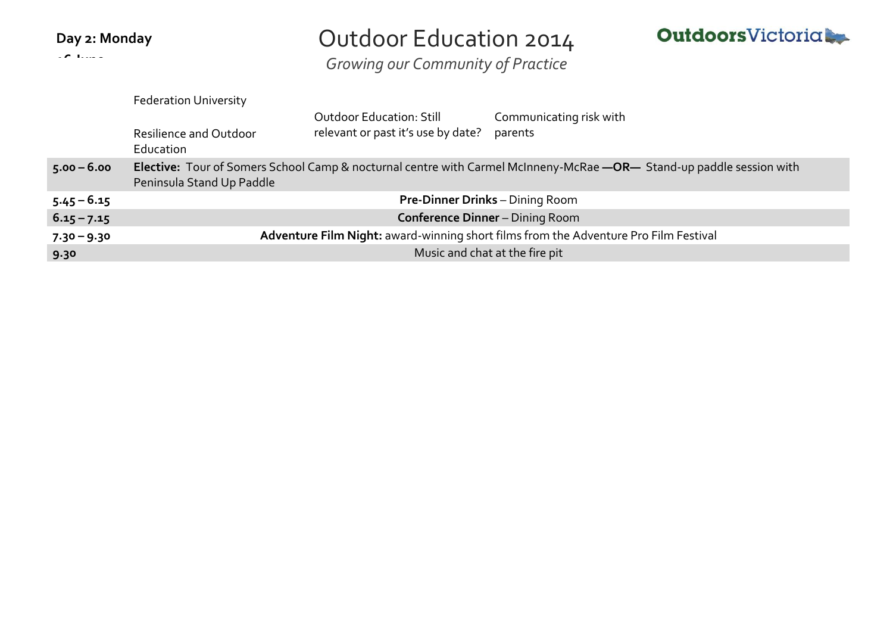| | | | |
|---|---|---|---|
| | Federation University<br><br>Resilience and Outdoor Education | Outdoor Education: Still relevant or past it's use by date? | Communicating risk with parents |
| **5.00 – 6.00** | **Elective:** Tour of Somers School Camp & nocturnal centre with Carmel McInneny-McRae **—OR—** Stand-up paddle session with Peninsula Stand Up Paddle | | |
| **5.45 – 6.15** | **Pre-Dinner Drinks** – Dining Room | | |
| **6.15 – 7.15** | **Conference Dinner** – Dining Room | | |
| **7.30 – 9.30** | **Adventure Film Night:** award-winning short films from the Adventure Pro Film Festival | | |
| **9.30** | Music and chat at the fire pit | | |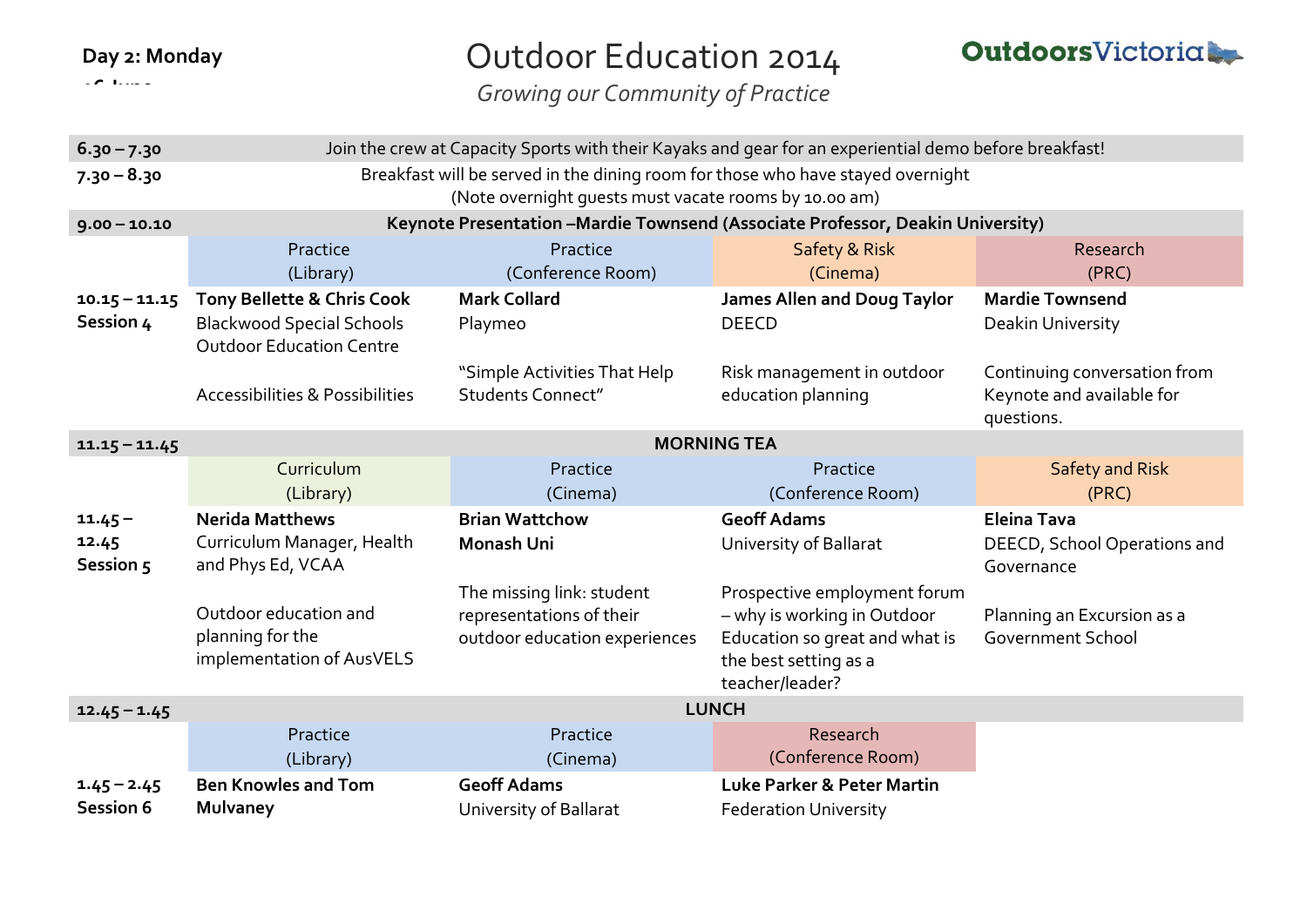**Day 2: Monday 16 June**

# Outdoor Education 2014

*Growing our Community of Practice*

OutdoorsVictoria

| | | | | |
|---|---|---|---|---|
| **6.30 – 7.30** | Join the crew at Capacity Sports with their Kayaks and gear for an experiential demo before breakfast! | | | |
| **7.30 – 8.30** | Breakfast will be served in the dining room for those who have stayed overnight (Note overnight guests must vacate rooms by 10.00 am) | | | |
| **9.00 – 10.10** | **Keynote Presentation –Mardie Townsend (Associate Professor, Deakin University)** | | | |
| | Practice (Library) | Practice (Conference Room) | Safety & Risk (Cinema) | Research (PRC) |
| **10.15 – 11.15 Session 4** | **Tony Bellette & Chris Cook** Blackwood Special Schools Outdoor Education Centre<br><br>Accessibilities & Possibilities | **Mark Collard** Playmeo<br><br>"Simple Activities That Help Students Connect" | **James Allen and Doug Taylor** DEECD<br><br>Risk management in outdoor education planning | **Mardie Townsend** Deakin University<br><br>Continuing conversation from Keynote and available for questions. |
| **11.15 – 11.45** | **MORNING TEA** | | | |
| | Curriculum (Library) | Practice (Cinema) | Practice (Conference Room) | Safety and Risk (PRC) |
| **11.45 – 12.45 Session 5** | **Nerida Matthews** Curriculum Manager, Health and Phys Ed, VCAA<br><br>Outdoor education and planning for the implementation of AusVELS | **Brian Wattchow** **Monash Uni**<br><br>The missing link: student representations of their outdoor education experiences | **Geoff Adams** University of Ballarat<br><br>Prospective employment forum – why is working in Outdoor Education so great and what is the best setting as a teacher/leader? | **Eleina Tava** DEECD, School Operations and Governance<br><br>Planning an Excursion as a Government School |
| **12.45 – 1.45** | **LUNCH** | | | |
| | Practice (Library) | Practice (Cinema) | Research (Conference Room) | |
| **1.45 – 2.45 Session 6** | **Ben Knowles and Tom Mulvaney** | **Geoff Adams** University of Ballarat | **Luke Parker & Peter Martin** Federation University | |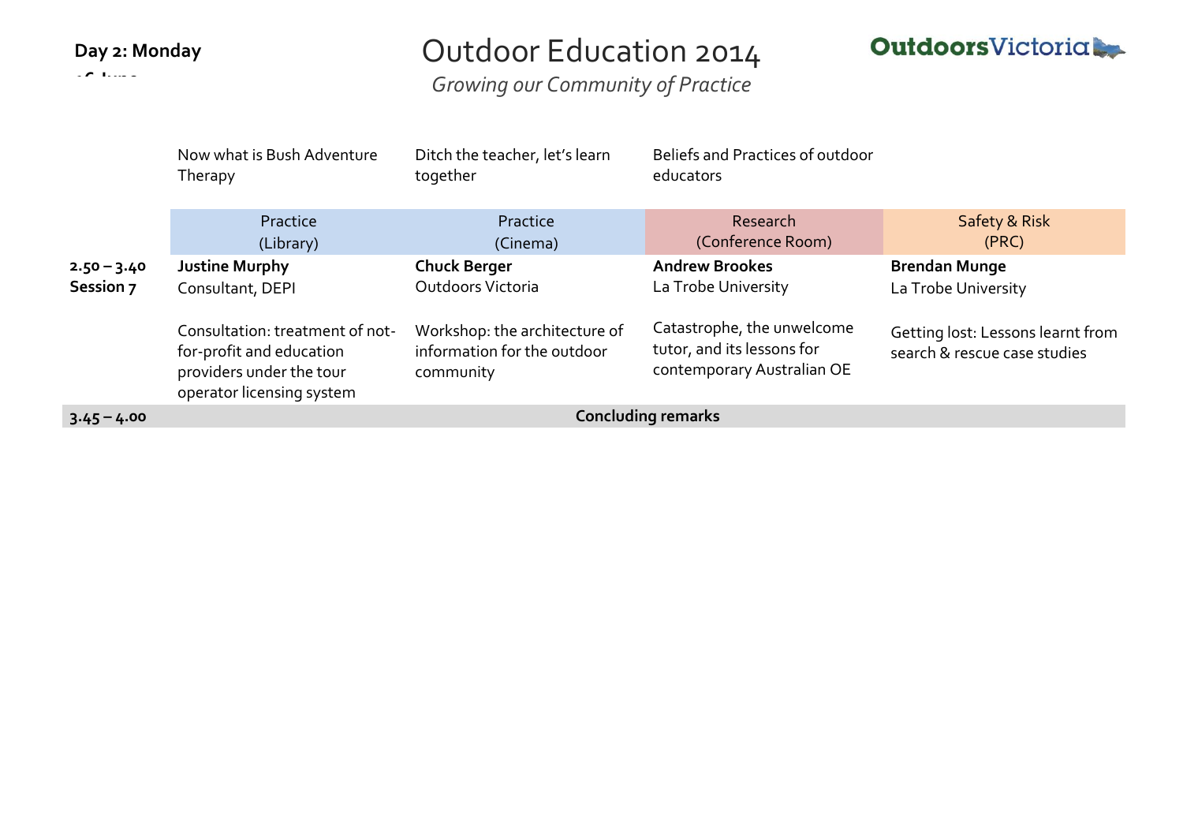Day 2: Monday 16 June

# Outdoor Education 2014

*Growing our Community of Practice*

| | | | | |
|---|---|---|---|---|
| | Now what is Bush Adventure Therapy | Ditch the teacher, let's learn together | Beliefs and Practices of outdoor educators | |
| | Practice (Library) | Practice (Cinema) | Research (Conference Room) | Safety & Risk (PRC) |
| **2.50 – 3.40 Session 7** | **Justine Murphy** Consultant, DEPI<br><br>Consultation: treatment of not-for-profit and education providers under the tour operator licensing system | **Chuck Berger** Outdoors Victoria<br><br>Workshop: the architecture of information for the outdoor community | **Andrew Brookes** La Trobe University<br><br>Catastrophe, the unwelcome tutor, and its lessons for contemporary Australian OE | **Brendan Munge** La Trobe University<br><br>Getting lost: Lessons learnt from search & rescue case studies |
| **3.45 – 4.00** | **Concluding remarks** | | | |